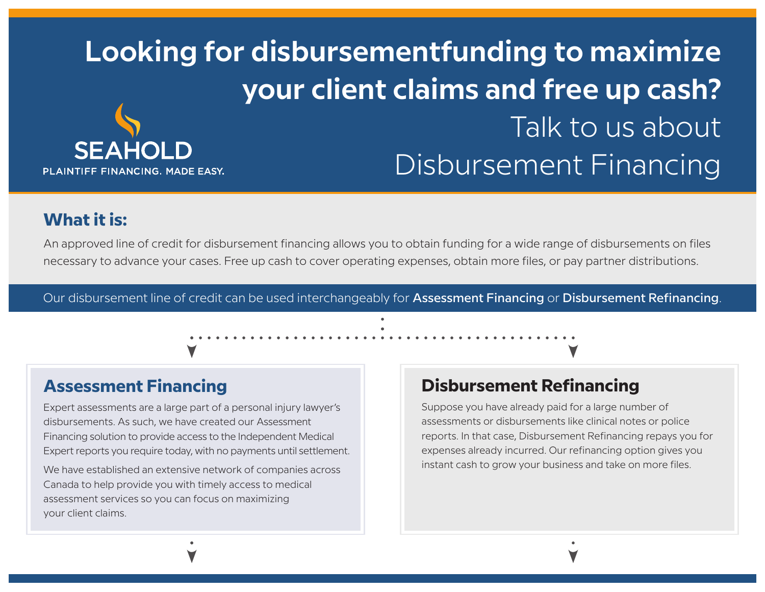# Looking for disbursementfunding to maximize your client claims and free up cash?

SEAHOLD

PLAINTIFF FINANCING. MADE EASY.

## Talk to us about Disbursement Financing

### What it is:

An approved line of credit for disbursement financing allows you to obtain funding for a wide range of disbursements on files necessary to advance your cases. Free up cash to cover operating expenses, obtain more files, or pay partner distributions.

Our disbursement line of credit can be used interchangeably for **Assessment Financing** or **Disbursement Refinancing**.

### Assessment Financing

Expert assessments are a large part of a personal injury lawyer's disbursements. As such, we have created our Assessment Financing solution to provide access to the Independent Medical Expert reports you require today, with no payments until settlement.

We have established an extensive network of companies across Canada to help provide you with timely access to medical assessment services so you can focus on maximizing your client claims.

### Disbursement Refinancing

Suppose you have already paid for a large number of assessments or disbursements like clinical notes or police reports. In that case, Disbursement Refinancing repays you for expenses already incurred. Our refinancing option gives you instant cash to grow your business and take on more files.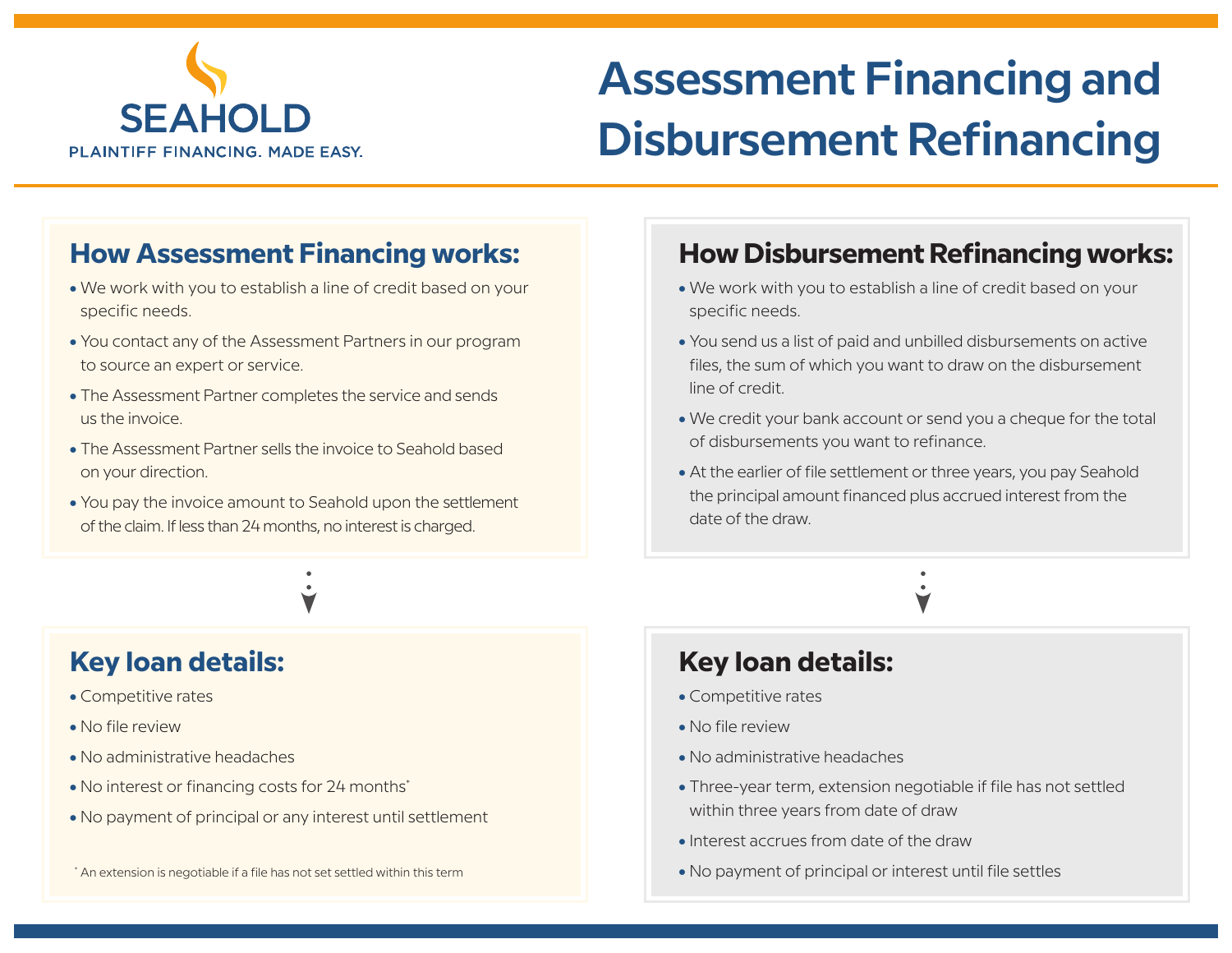SEAHOLD

PLAINTIFF FINANCING. MADE EASY.

# Assessment Financing and Disbursement Refinancing

## How Assessment Financing works:

- We work with you to establish a line of credit based on your specific needs.
- You contact any of the Assessment Partners in our program to source an expert or service.
- The Assessment Partner completes the service and sends us the invoice.
- The Assessment Partner sells the invoice to Seahold based on your direction.
- You pay the invoice amount to Seahold upon the settlement of the claim. If less than 24 months, no interest is charged.

## Key loan details:

- Competitive rates
- No file review
- No administrative headaches
- No interest or financing costs for 24 months*
- No payment of principal or any interest until settlement

* An extension is negotiable if a file has not set settled within this term

## How Disbursement Refinancing works:

- We work with you to establish a line of credit based on your specific needs.
- You send us a list of paid and unbilled disbursements on active files, the sum of which you want to draw on the disbursement line of credit.
- We credit your bank account or send you a cheque for the total of disbursements you want to refinance.
- At the earlier of file settlement or three years, you pay Seahold the principal amount financed plus accrued interest from the date of the draw.

## Key loan details:

- Competitive rates
- No file review
- No administrative headaches
- Three-year term, extension negotiable if file has not settled within three years from date of draw
- Interest accrues from date of the draw
- No payment of principal or interest until file settles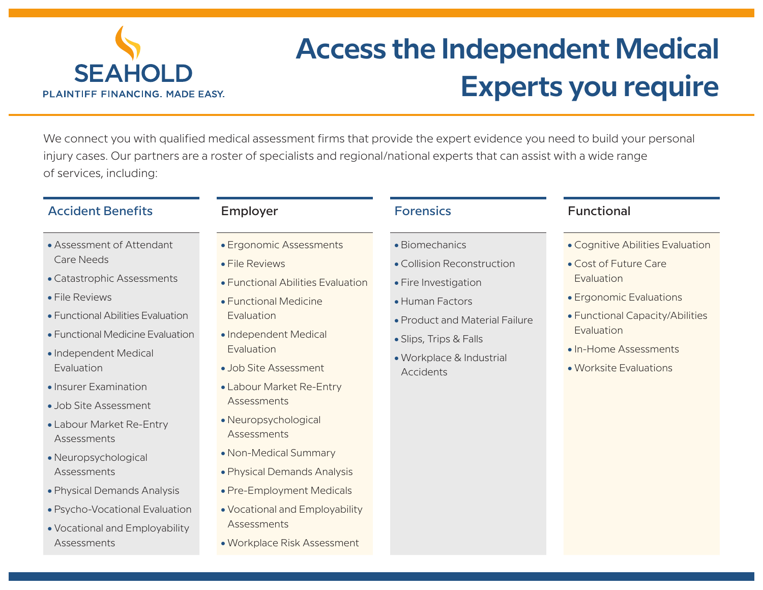SEAHOLD

PLAINTIFF FINANCING. MADE EASY.

# Access the Independent Medical Experts you require

We connect you with qualified medical assessment firms that provide the expert evidence you need to build your personal injury cases. Our partners are a roster of specialists and regional/national experts that can assist with a wide range of services, including:

### Accident Benefits

- Assessment of Attendant Care Needs
- Catastrophic Assessments
- File Reviews
- Functional Abilities Evaluation
- Functional Medicine Evaluation
- Independent Medical Evaluation
- Insurer Examination
- Job Site Assessment
- Labour Market Re-Entry Assessments
- Neuropsychological Assessments
- Physical Demands Analysis
- Psycho-Vocational Evaluation
- Vocational and Employability Assessments

### Employer

- Ergonomic Assessments
- File Reviews
- Functional Abilities Evaluation
- Functional Medicine Evaluation
- Independent Medical Evaluation
- Job Site Assessment
- Labour Market Re-Entry Assessments
- Neuropsychological Assessments
- Non-Medical Summary
- Physical Demands Analysis
- Pre-Employment Medicals
- Vocational and Employability Assessments
- Workplace Risk Assessment

### Forensics

- Biomechanics
- Collision Reconstruction
- Fire Investigation
- Human Factors
- Product and Material Failure
- Slips, Trips & Falls
- Workplace & Industrial Accidents

### Functional

- Cognitive Abilities Evaluation
- Cost of Future Care Evaluation
- Ergonomic Evaluations
- Functional Capacity/Abilities Evaluation
- In-Home Assessments
- Worksite Evaluations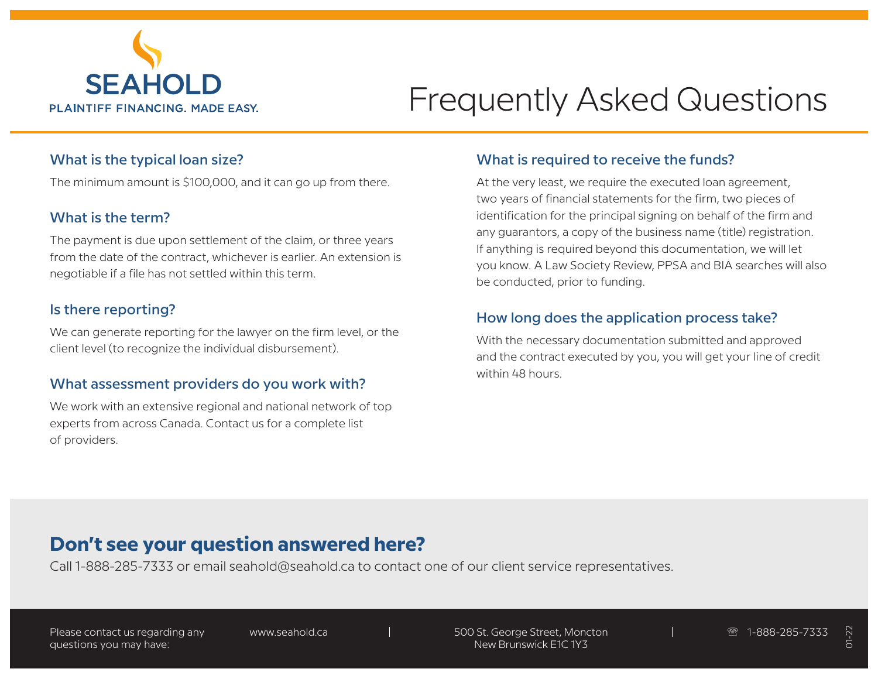SEAHOLD

PLAINTIFF FINANCING. MADE EASY.

# Frequently Asked Questions

### What is the typical loan size?

The minimum amount is $100,000, and it can go up from there.

### What is the term?

The payment is due upon settlement of the claim, or three years from the date of the contract, whichever is earlier. An extension is negotiable if a file has not settled within this term.

### Is there reporting?

We can generate reporting for the lawyer on the firm level, or the client level (to recognize the individual disbursement).

### What assessment providers do you work with?

We work with an extensive regional and national network of top experts from across Canada. Contact us for a complete list of providers.

### What is required to receive the funds?

At the very least, we require the executed loan agreement, two years of financial statements for the firm, two pieces of identification for the principal signing on behalf of the firm and any guarantors, a copy of the business name (title) registration. If anything is required beyond this documentation, we will let you know. A Law Society Review, PPSA and BIA searches will also be conducted, prior to funding.

### How long does the application process take?

With the necessary documentation submitted and approved and the contract executed by you, you will get your line of credit within 48 hours.

## Don't see your question answered here?

Call 1-888-285-7333 or email seahold@seahold.ca to contact one of our client service representatives.

Please contact us regarding any questions you may have: | www.seahold.ca | 500 St. George Street, Moncton New Brunswick E1C 1Y3 | ☏ 1-888-285-7333

01-22